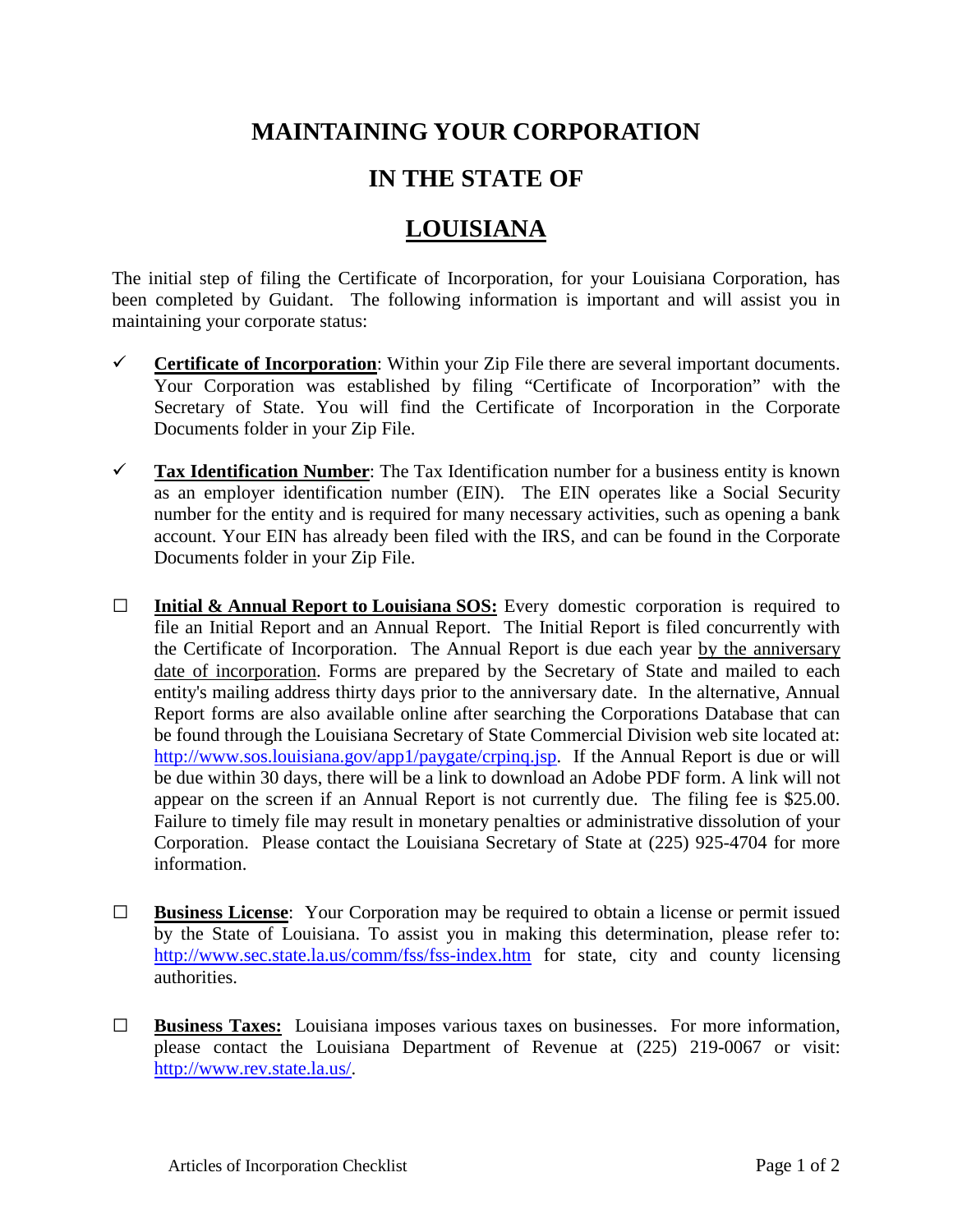# MAINTAINING YOUR CORPORATION

# IN THE STATE OF

# LOUISIANA

The initial step of filing the Certificate of Incorporation, for your Louisiana Corporation, has been completed by Guidant. The following information is important and will assist you in maintaining your corporate status:

- ✓ **Certificate of Incorporation**: Within your Zip File there are several important documents. Your Corporation was established by filing "Certificate of Incorporation" with the Secretary of State. You will find the Certificate of Incorporation in the Corporate Documents folder in your Zip File.

- ✓ **Tax Identification Number**: The Tax Identification number for a business entity is known as an employer identification number (EIN). The EIN operates like a Social Security number for the entity and is required for many necessary activities, such as opening a bank account. Your EIN has already been filed with the IRS, and can be found in the Corporate Documents folder in your Zip File.

- ☐ **Initial & Annual Report to Louisiana SOS:** Every domestic corporation is required to file an Initial Report and an Annual Report. The Initial Report is filed concurrently with the Certificate of Incorporation. The Annual Report is due each year by the anniversary date of incorporation. Forms are prepared by the Secretary of State and mailed to each entity's mailing address thirty days prior to the anniversary date. In the alternative, Annual Report forms are also available online after searching the Corporations Database that can be found through the Louisiana Secretary of State Commercial Division web site located at: http://www.sos.louisiana.gov/app1/paygate/crpinq.jsp. If the Annual Report is due or will be due within 30 days, there will be a link to download an Adobe PDF form. A link will not appear on the screen if an Annual Report is not currently due. The filing fee is $25.00. Failure to timely file may result in monetary penalties or administrative dissolution of your Corporation. Please contact the Louisiana Secretary of State at (225) 925-4704 for more information.

- ☐ **Business License**: Your Corporation may be required to obtain a license or permit issued by the State of Louisiana. To assist you in making this determination, please refer to: http://www.sec.state.la.us/comm/fss/fss-index.htm for state, city and county licensing authorities.

- ☐ **Business Taxes:** Louisiana imposes various taxes on businesses. For more information, please contact the Louisiana Department of Revenue at (225) 219-0067 or visit: http://www.rev.state.la.us/.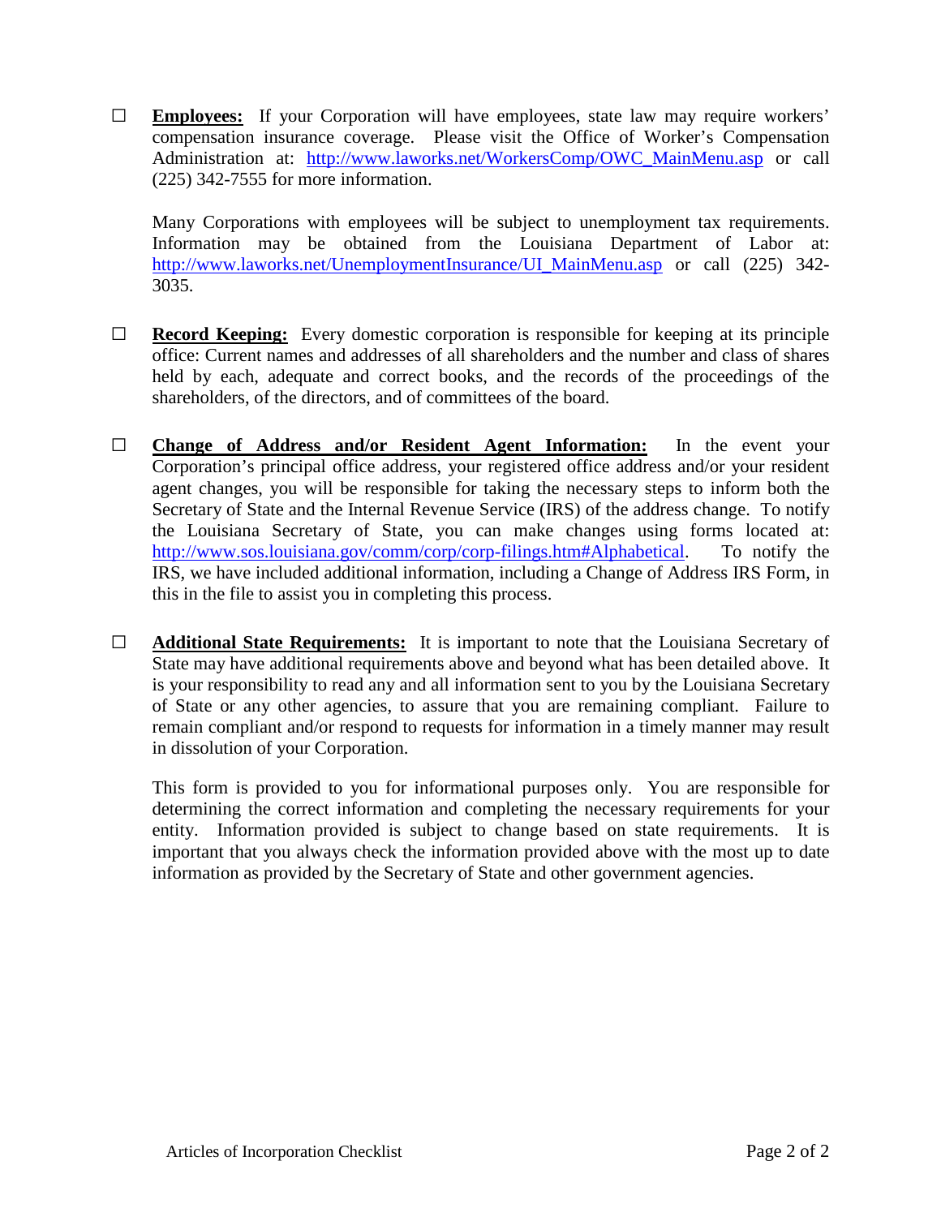☐ **Employees:** If your Corporation will have employees, state law may require workers' compensation insurance coverage. Please visit the Office of Worker's Compensation Administration at: http://www.laworks.net/WorkersComp/OWC_MainMenu.asp or call (225) 342-7555 for more information.

Many Corporations with employees will be subject to unemployment tax requirements. Information may be obtained from the Louisiana Department of Labor at: http://www.laworks.net/UnemploymentInsurance/UI_MainMenu.asp or call (225) 342-3035.

☐ **Record Keeping:** Every domestic corporation is responsible for keeping at its principle office: Current names and addresses of all shareholders and the number and class of shares held by each, adequate and correct books, and the records of the proceedings of the shareholders, of the directors, and of committees of the board.

☐ **Change of Address and/or Resident Agent Information:** In the event your Corporation's principal office address, your registered office address and/or your resident agent changes, you will be responsible for taking the necessary steps to inform both the Secretary of State and the Internal Revenue Service (IRS) of the address change. To notify the Louisiana Secretary of State, you can make changes using forms located at: http://www.sos.louisiana.gov/comm/corp/corp-filings.htm#Alphabetical. To notify the IRS, we have included additional information, including a Change of Address IRS Form, in this in the file to assist you in completing this process.

☐ **Additional State Requirements:** It is important to note that the Louisiana Secretary of State may have additional requirements above and beyond what has been detailed above. It is your responsibility to read any and all information sent to you by the Louisiana Secretary of State or any other agencies, to assure that you are remaining compliant. Failure to remain compliant and/or respond to requests for information in a timely manner may result in dissolution of your Corporation.

This form is provided to you for informational purposes only. You are responsible for determining the correct information and completing the necessary requirements for your entity. Information provided is subject to change based on state requirements. It is important that you always check the information provided above with the most up to date information as provided by the Secretary of State and other government agencies.